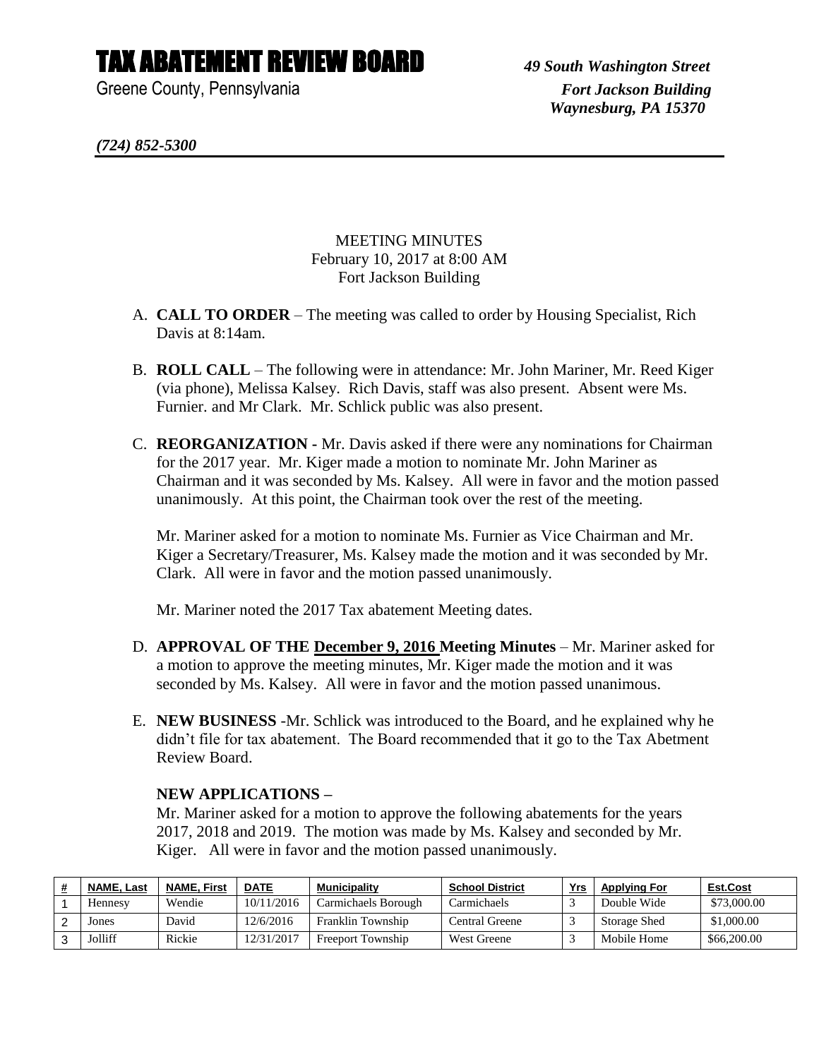# TAX ABATEMENT REVIEW BOARD

Greene County, Pennsylvania

*49 South Washington Street*
*Fort Jackson Building*
*Waynesburg, PA 15370*

*(724) 852-5300*

MEETING MINUTES
February 10, 2017 at 8:00 AM
Fort Jackson Building

A. **CALL TO ORDER** – The meeting was called to order by Housing Specialist, Rich Davis at 8:14am.

B. **ROLL CALL** – The following were in attendance: Mr. John Mariner, Mr. Reed Kiger (via phone), Melissa Kalsey. Rich Davis, staff was also present. Absent were Ms. Furnier. and Mr Clark. Mr. Schlick public was also present.

C. **REORGANIZATION -** Mr. Davis asked if there were any nominations for Chairman for the 2017 year. Mr. Kiger made a motion to nominate Mr. John Mariner as Chairman and it was seconded by Ms. Kalsey. All were in favor and the motion passed unanimously. At this point, the Chairman took over the rest of the meeting.

   Mr. Mariner asked for a motion to nominate Ms. Furnier as Vice Chairman and Mr. Kiger a Secretary/Treasurer, Ms. Kalsey made the motion and it was seconded by Mr. Clark. All were in favor and the motion passed unanimously.

   Mr. Mariner noted the 2017 Tax abatement Meeting dates.

D. **APPROVAL OF THE <u>December 9, 2016</u> Meeting Minutes** – Mr. Mariner asked for a motion to approve the meeting minutes, Mr. Kiger made the motion and it was seconded by Ms. Kalsey. All were in favor and the motion passed unanimous.

E. **NEW BUSINESS** -Mr. Schlick was introduced to the Board, and he explained why he didn't file for tax abatement. The Board recommended that it go to the Tax Abetment Review Board.

   **NEW APPLICATIONS –**

   Mr. Mariner asked for a motion to approve the following abatements for the years 2017, 2018 and 2019. The motion was made by Ms. Kalsey and seconded by Mr. Kiger. All were in favor and the motion passed unanimously.

| # | NAME, Last | NAME, First | DATE | Municipality | School District | Yrs | Applying For | Est.Cost |
|---|---|---|---|---|---|---|---|---|
| 1 | Hennesy | Wendie | 10/11/2016 | Carmichaels Borough | Carmichaels | 3 | Double Wide | $73,000.00 |
| 2 | Jones | David | 12/6/2016 | Franklin Township | Central Greene | 3 | Storage Shed | $1,000.00 |
| 3 | Jolliff | Rickie | 12/31/2017 | Freeport Township | West Greene | 3 | Mobile Home | $66,200.00 |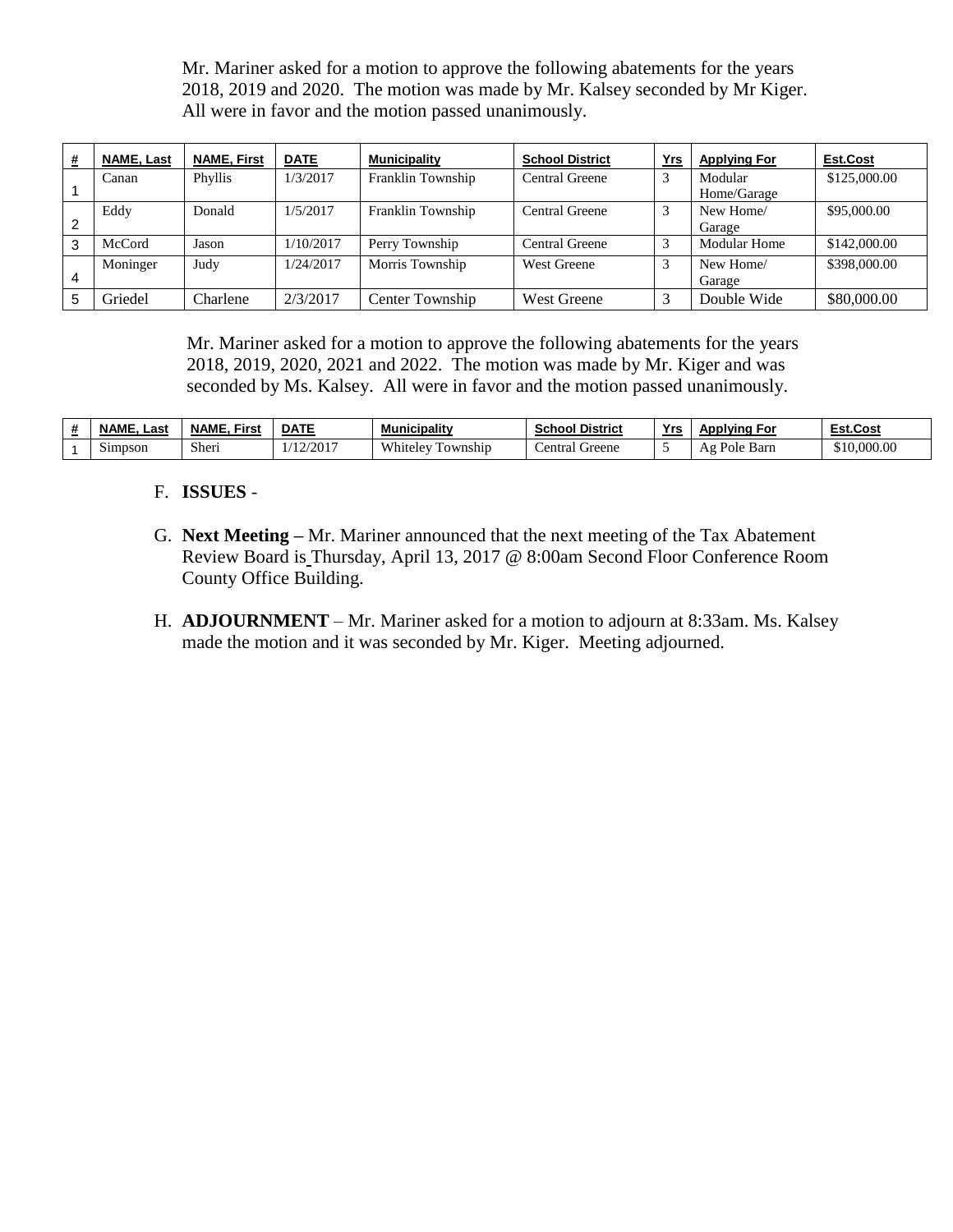Mr. Mariner asked for a motion to approve the following abatements for the years 2018, 2019 and 2020. The motion was made by Mr. Kalsey seconded by Mr Kiger. All were in favor and the motion passed unanimously.

| # | NAME, Last | NAME, First | DATE | Municipality | School District | Yrs | Applying For | Est.Cost |
|---|---|---|---|---|---|---|---|---|
| 1 | Canan | Phyllis | 1/3/2017 | Franklin Township | Central Greene | 3 | Modular Home/Garage | $125,000.00 |
| 2 | Eddy | Donald | 1/5/2017 | Franklin Township | Central Greene | 3 | New Home/ Garage | $95,000.00 |
| 3 | McCord | Jason | 1/10/2017 | Perry Township | Central Greene | 3 | Modular Home | $142,000.00 |
| 4 | Moninger | Judy | 1/24/2017 | Morris Township | West Greene | 3 | New Home/ Garage | $398,000.00 |
| 5 | Griedel | Charlene | 2/3/2017 | Center Township | West Greene | 3 | Double Wide | $80,000.00 |

Mr. Mariner asked for a motion to approve the following abatements for the years 2018, 2019, 2020, 2021 and 2022. The motion was made by Mr. Kiger and was seconded by Ms. Kalsey. All were in favor and the motion passed unanimously.

| # | NAME, Last | NAME, First | DATE | Municipality | School District | Yrs | Applying For | Est.Cost |
|---|---|---|---|---|---|---|---|---|
| 1 | Simpson | Sheri | 1/12/2017 | Whiteley Township | Central Greene | 5 | Ag Pole Barn | $10,000.00 |

F. **ISSUES** -

G. **Next Meeting –** Mr. Mariner announced that the next meeting of the Tax Abatement Review Board is Thursday, April 13, 2017 @ 8:00am Second Floor Conference Room County Office Building.

H. **ADJOURNMENT** – Mr. Mariner asked for a motion to adjourn at 8:33am. Ms. Kalsey made the motion and it was seconded by Mr. Kiger. Meeting adjourned.